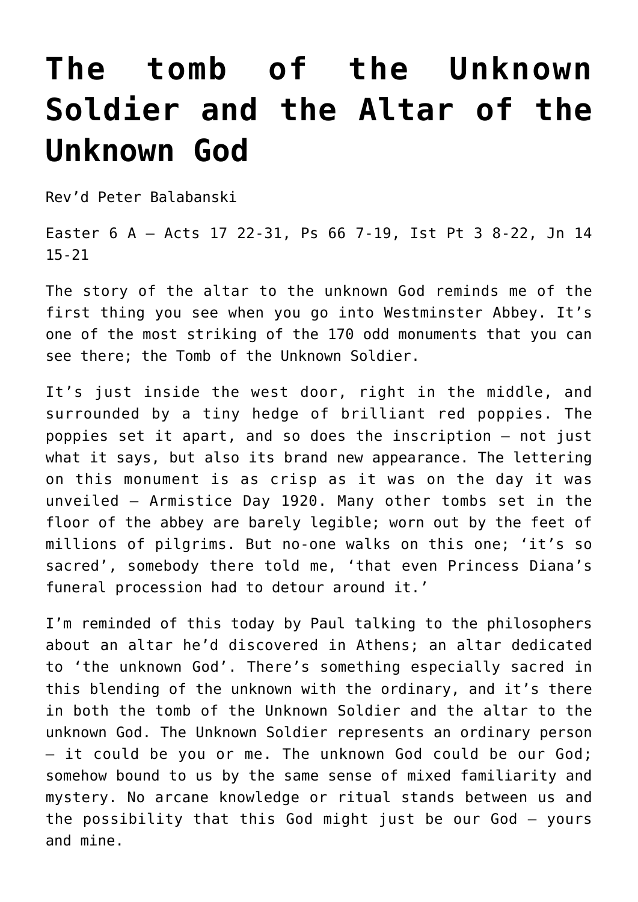# The tomb of the Unknown Soldier and the Altar of the Unknown God

Rev'd Peter Balabanski

Easter 6 A – Acts 17 22-31, Ps 66 7-19, Ist Pt 3 8-22, Jn 14 15-21

The story of the altar to the unknown God reminds me of the first thing you see when you go into Westminster Abbey. It's one of the most striking of the 170 odd monuments that you can see there; the Tomb of the Unknown Soldier.

It's just inside the west door, right in the middle, and surrounded by a tiny hedge of brilliant red poppies. The poppies set it apart, and so does the inscription – not just what it says, but also its brand new appearance. The lettering on this monument is as crisp as it was on the day it was unveiled – Armistice Day 1920. Many other tombs set in the floor of the abbey are barely legible; worn out by the feet of millions of pilgrims. But no-one walks on this one; 'it's so sacred', somebody there told me, 'that even Princess Diana's funeral procession had to detour around it.'

I'm reminded of this today by Paul talking to the philosophers about an altar he'd discovered in Athens; an altar dedicated to 'the unknown God'. There's something especially sacred in this blending of the unknown with the ordinary, and it's there in both the tomb of the Unknown Soldier and the altar to the unknown God. The Unknown Soldier represents an ordinary person – it could be you or me. The unknown God could be our God; somehow bound to us by the same sense of mixed familiarity and mystery. No arcane knowledge or ritual stands between us and the possibility that this God might just be our God – yours and mine.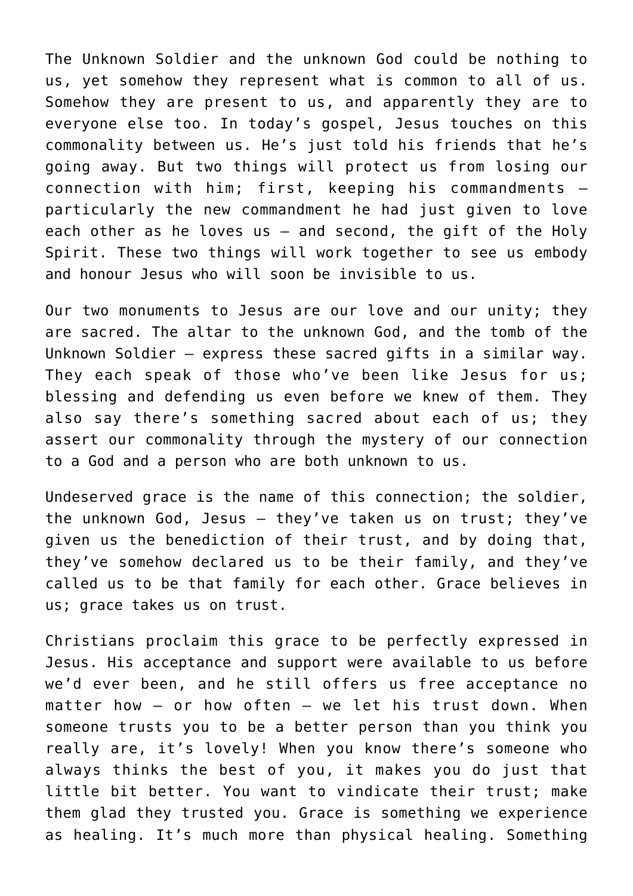The Unknown Soldier and the unknown God could be nothing to us, yet somehow they represent what is common to all of us. Somehow they are present to us, and apparently they are to everyone else too. In today's gospel, Jesus touches on this commonality between us. He's just told his friends that he's going away. But two things will protect us from losing our connection with him; first, keeping his commandments – particularly the new commandment he had just given to love each other as he loves us – and second, the gift of the Holy Spirit. These two things will work together to see us embody and honour Jesus who will soon be invisible to us.

Our two monuments to Jesus are our love and our unity; they are sacred. The altar to the unknown God, and the tomb of the Unknown Soldier – express these sacred gifts in a similar way. They each speak of those who've been like Jesus for us; blessing and defending us even before we knew of them. They also say there's something sacred about each of us; they assert our commonality through the mystery of our connection to a God and a person who are both unknown to us.

Undeserved grace is the name of this connection; the soldier, the unknown God, Jesus – they've taken us on trust; they've given us the benediction of their trust, and by doing that, they've somehow declared us to be their family, and they've called us to be that family for each other. Grace believes in us; grace takes us on trust.

Christians proclaim this grace to be perfectly expressed in Jesus. His acceptance and support were available to us before we'd ever been, and he still offers us free acceptance no matter how – or how often – we let his trust down. When someone trusts you to be a better person than you think you really are, it's lovely! When you know there's someone who always thinks the best of you, it makes you do just that little bit better. You want to vindicate their trust; make them glad they trusted you. Grace is something we experience as healing. It's much more than physical healing. Something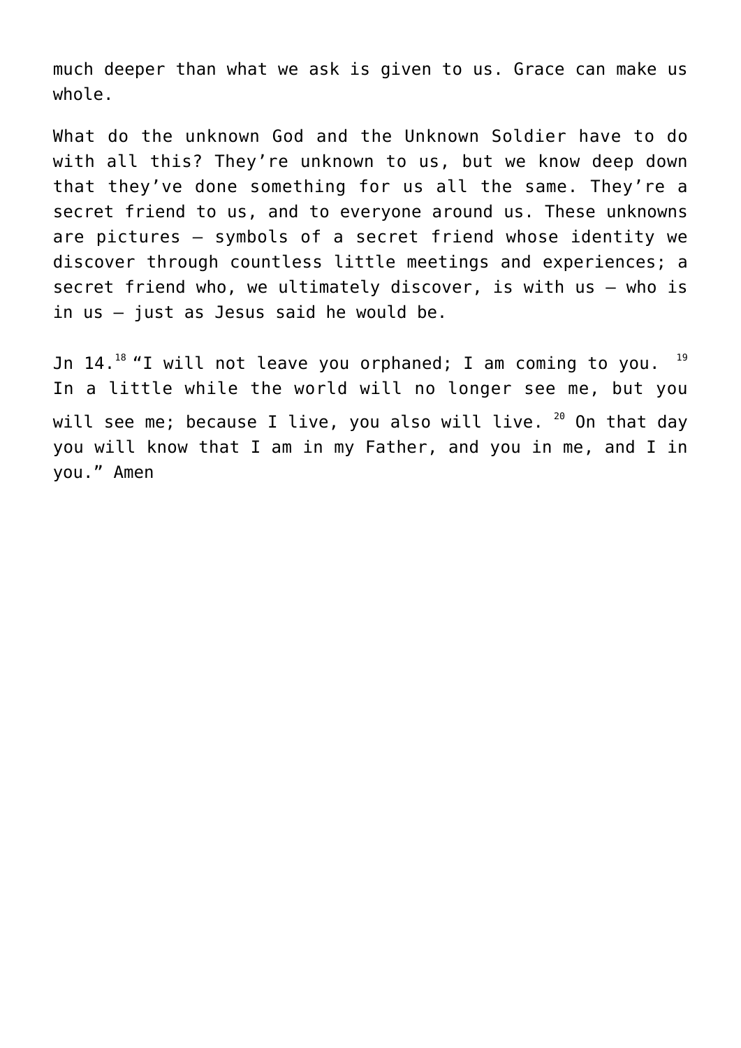much deeper than what we ask is given to us. Grace can make us whole.

What do the unknown God and the Unknown Soldier have to do with all this? They're unknown to us, but we know deep down that they've done something for us all the same. They're a secret friend to us, and to everyone around us. These unknowns are pictures – symbols of a secret friend whose identity we discover through countless little meetings and experiences; a secret friend who, we ultimately discover, is with us – who is in us – just as Jesus said he would be.

Jn 14.[18] "I will not leave you orphaned; I am coming to you. [19] In a little while the world will no longer see me, but you will see me; because I live, you also will live. [20] On that day you will know that I am in my Father, and you in me, and I in you." Amen